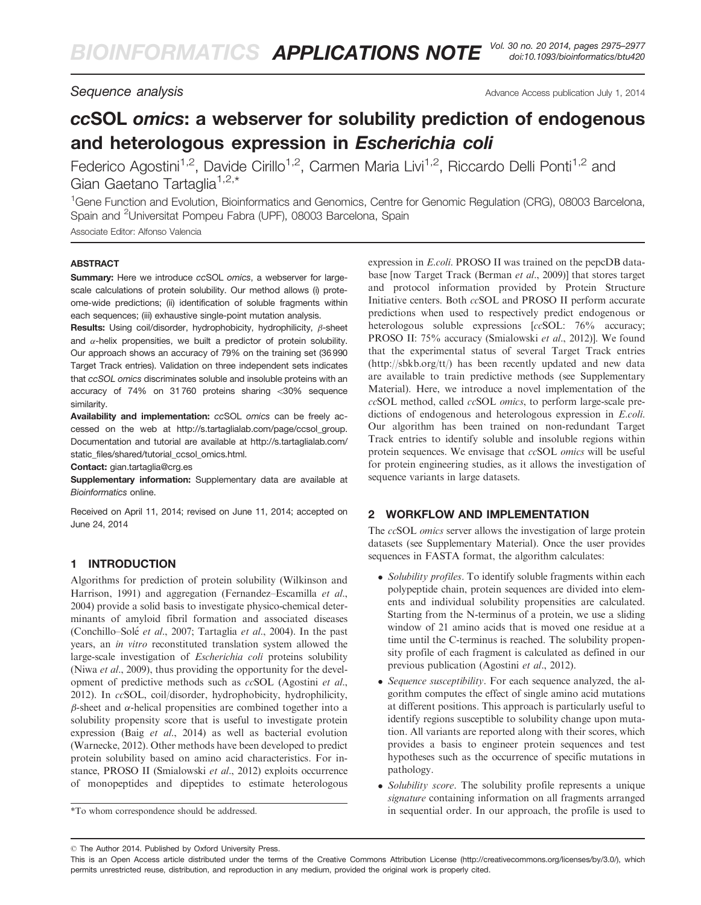Sequence analysis

# ccSOL omics: a webserver for solubility prediction of endogenous and heterologous expression in Escherichia coli

Federico Agostini[1,2], Davide Cirillo[1,2], Carmen Maria Livi[1,2], Riccardo Delli Ponti[1,2] and Gian Gaetano Tartaglia[1,2,*]

[1]Gene Function and Evolution, Bioinformatics and Genomics, Centre for Genomic Regulation (CRG), 08003 Barcelona, Spain and [2]Universitat Pompeu Fabra (UPF), 08003 Barcelona, Spain

Associate Editor: Alfonso Valencia

## ABSTRACT

**Summary:** Here we introduce *cc*SOL *omics*, a webserver for large-scale calculations of protein solubility. Our method allows (i) proteome-wide predictions; (ii) identification of soluble fragments within each sequences; (iii) exhaustive single-point mutation analysis.

**Results:** Using coil/disorder, hydrophobicity, hydrophilicity, β-sheet and α-helix propensities, we built a predictor of protein solubility. Our approach shows an accuracy of 79% on the training set (36 990 Target Track entries). Validation on three independent sets indicates that *cc*SOL *omics* discriminates soluble and insoluble proteins with an accuracy of 74% on 31 760 proteins sharing <30% sequence similarity.

**Availability and implementation:** *cc*SOL *omics* can be freely accessed on the web at http://s.tartaglialab.com/page/ccsol_group. Documentation and tutorial are available at http://s.tartaglialab.com/static_files/shared/tutorial_ccsol_omics.html.

**Contact:** gian.tartaglia@crg.es

**Supplementary information:** Supplementary data are available at *Bioinformatics* online.

Received on April 11, 2014; revised on June 11, 2014; accepted on June 24, 2014

## 1 INTRODUCTION

Algorithms for prediction of protein solubility (Wilkinson and Harrison, 1991) and aggregation (Fernandez–Escamilla *et al*., 2004) provide a solid basis to investigate physico-chemical determinants of amyloid fibril formation and associated diseases (Conchillo–Solé *et al*., 2007; Tartaglia *et al*., 2004). In the past years, an *in vitro* reconstituted translation system allowed the large-scale investigation of *Escherichia coli* proteins solubility (Niwa *et al*., 2009), thus providing the opportunity for the development of predictive methods such as *cc*SOL (Agostini *et al*., 2012). In *cc*SOL, coil/disorder, hydrophobicity, hydrophilicity, β-sheet and α-helical propensities are combined together into a solubility propensity score that is useful to investigate protein expression (Baig *et al*., 2014) as well as bacterial evolution (Warnecke, 2012). Other methods have been developed to predict protein solubility based on amino acid characteristics. For instance, PROSO II (Smialowski *et al*., 2012) exploits occurrence of monopeptides and dipeptides to estimate heterologous expression in *E.coli*. PROSO II was trained on the pepcDB database [now Target Track (Berman *et al*., 2009)] that stores target and protocol information provided by Protein Structure Initiative centers. Both *cc*SOL and PROSO II perform accurate predictions when used to respectively predict endogenous or heterologous soluble expressions [*cc*SOL: 76% accuracy; PROSO II: 75% accuracy (Smialowski *et al*., 2012)]. We found that the experimental status of several Target Track entries (http://sbkb.org/tt/) has been recently updated and new data are available to train predictive methods (see Supplementary Material). Here, we introduce a novel implementation of the *cc*SOL method, called *cc*SOL *omics*, to perform large-scale predictions of endogenous and heterologous expression in *E.coli*. Our algorithm has been trained on non-redundant Target Track entries to identify soluble and insoluble regions within protein sequences. We envisage that *cc*SOL *omics* will be useful for protein engineering studies, as it allows the investigation of sequence variants in large datasets.

## 2 WORKFLOW AND IMPLEMENTATION

The *cc*SOL *omics* server allows the investigation of large protein datasets (see Supplementary Material). Once the user provides sequences in FASTA format, the algorithm calculates:

- *Solubility profiles*. To identify soluble fragments within each polypeptide chain, protein sequences are divided into elements and individual solubility propensities are calculated. Starting from the N-terminus of a protein, we use a sliding window of 21 amino acids that is moved one residue at a time until the C-terminus is reached. The solubility propensity profile of each fragment is calculated as defined in our previous publication (Agostini *et al*., 2012).
- *Sequence susceptibility*. For each sequence analyzed, the algorithm computes the effect of single amino acid mutations at different positions. This approach is particularly useful to identify regions susceptible to solubility change upon mutation. All variants are reported along with their scores, which provides a basis to engineer protein sequences and test hypotheses such as the occurrence of specific mutations in pathology.
- *Solubility score*. The solubility profile represents a unique *signature* containing information on all fragments arranged in sequential order. In our approach, the profile is used to

*To whom correspondence should be addressed.

© The Author 2014. Published by Oxford University Press.
This is an Open Access article distributed under the terms of the Creative Commons Attribution License (http://creativecommons.org/licenses/by/3.0/), which permits unrestricted reuse, distribution, and reproduction in any medium, provided the original work is properly cited.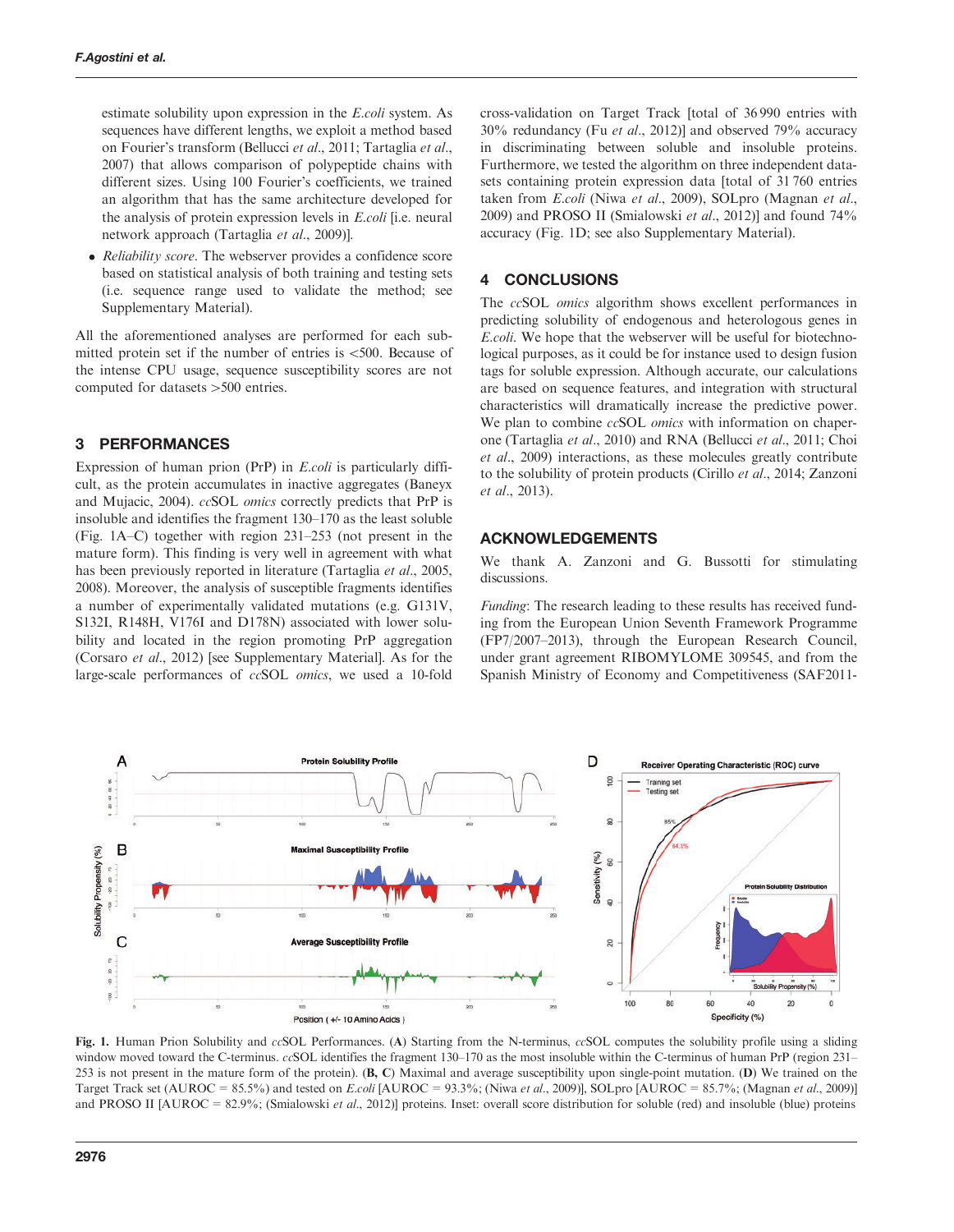estimate solubility upon expression in the *E.coli* system. As sequences have different lengths, we exploit a method based on Fourier's transform (Bellucci *et al*., 2011; Tartaglia *et al*., 2007) that allows comparison of polypeptide chains with different sizes. Using 100 Fourier's coefficients, we trained an algorithm that has the same architecture developed for the analysis of protein expression levels in *E.coli* [i.e. neural network approach (Tartaglia *et al*., 2009)].

- *Reliability score*. The webserver provides a confidence score based on statistical analysis of both training and testing sets (i.e. sequence range used to validate the method; see Supplementary Material).

All the aforementioned analyses are performed for each submitted protein set if the number of entries is <500. Because of the intense CPU usage, sequence susceptibility scores are not computed for datasets >500 entries.

## 3 PERFORMANCES

Expression of human prion (PrP) in *E.coli* is particularly difficult, as the protein accumulates in inactive aggregates (Baneyx and Mujacic, 2004). *cc*SOL *omics* correctly predicts that PrP is insoluble and identifies the fragment 130–170 as the least soluble (Fig. 1A–C) together with region 231–253 (not present in the mature form). This finding is very well in agreement with what has been previously reported in literature (Tartaglia *et al*., 2005, 2008). Moreover, the analysis of susceptible fragments identifies a number of experimentally validated mutations (e.g. G131V, S132I, R148H, V176I and D178N) associated with lower solubility and located in the region promoting PrP aggregation (Corsaro *et al*., 2012) [see Supplementary Material]. As for the large-scale performances of *cc*SOL *omics*, we used a 10-fold cross-validation on Target Track [total of 36 990 entries with 30% redundancy (Fu *et al*., 2012)] and observed 79% accuracy in discriminating between soluble and insoluble proteins. Furthermore, we tested the algorithm on three independent datasets containing protein expression data [total of 31 760 entries taken from *E.coli* (Niwa *et al*., 2009), SOLpro (Magnan *et al*., 2009) and PROSO II (Smialowski *et al*., 2012)] and found 74% accuracy (Fig. 1D; see also Supplementary Material).

## 4 CONCLUSIONS

The *cc*SOL *omics* algorithm shows excellent performances in predicting solubility of endogenous and heterologous genes in *E.coli*. We hope that the webserver will be useful for biotechnological purposes, as it could be for instance used to design fusion tags for soluble expression. Although accurate, our calculations are based on sequence features, and integration with structural characteristics will dramatically increase the predictive power. We plan to combine *cc*SOL *omics* with information on chaperone (Tartaglia *et al*., 2010) and RNA (Bellucci *et al*., 2011; Choi *et al*., 2009) interactions, as these molecules greatly contribute to the solubility of protein products (Cirillo *et al*., 2014; Zanzoni *et al*., 2013).

## ACKNOWLEDGEMENTS

We thank A. Zanzoni and G. Bussotti for stimulating discussions.

*Funding*: The research leading to these results has received funding from the European Union Seventh Framework Programme (FP7/2007–2013), through the European Research Council, under grant agreement RIBOMYLOME 309545, and from the Spanish Ministry of Economy and Competitiveness (SAF2011-

**Fig. 1.** Human Prion Solubility and *cc*SOL Performances. (**A**) Starting from the N-terminus, *cc*SOL computes the solubility profile using a sliding window moved toward the C-terminus. *cc*SOL identifies the fragment 130–170 as the most insoluble within the C-terminus of human PrP (region 231–253 is not present in the mature form of the protein). (**B, C**) Maximal and average susceptibility upon single-point mutation. (**D**) We trained on the Target Track set (AUROC = 85.5%) and tested on *E.coli* [AUROC = 93.3%; (Niwa *et al*., 2009)], SOLpro [AUROC = 85.7%; (Magnan *et al*., 2009)] and PROSO II [AUROC = 82.9%; (Smialowski *et al*., 2012)] proteins. Inset: overall score distribution for soluble (red) and insoluble (blue) proteins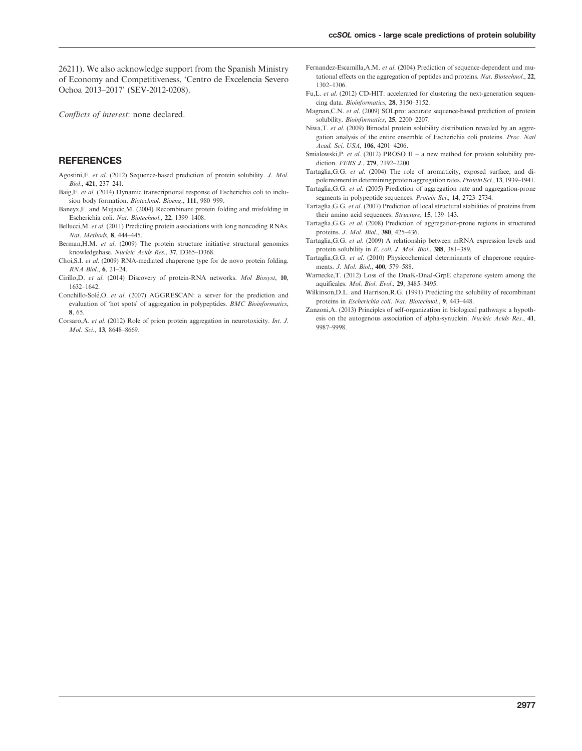26211). We also acknowledge support from the Spanish Ministry of Economy and Competitiveness, 'Centro de Excelencia Severo Ochoa 2013–2017' (SEV-2012-0208).

*Conflicts of interest*: none declared.

## REFERENCES

Agostini,F. *et al*. (2012) Sequence-based prediction of protein solubility. *J. Mol. Biol*., **421**, 237–241.

Baig,F. *et al*. (2014) Dynamic transcriptional response of Escherichia coli to inclusion body formation. *Biotechnol. Bioeng*., **111**, 980–999.

Baneyx,F. and Mujacic,M. (2004) Recombinant protein folding and misfolding in Escherichia coli. *Nat. Biotechnol*., **22**, 1399–1408.

Bellucci,M. *et al*. (2011) Predicting protein associations with long noncoding RNAs. *Nat. Methods*, **8**, 444–445.

Berman,H.M. *et al*. (2009) The protein structure initiative structural genomics knowledgebase. *Nucleic Acids Res*., **37**, D365–D368.

Choi,S.I. *et al*. (2009) RNA-mediated chaperone type for de novo protein folding. *RNA Biol*., **6**, 21–24.

Cirillo,D. *et al*. (2014) Discovery of protein-RNA networks. *Mol Biosyst*, **10**, 1632–1642.

Conchillo-Solé,O. *et al*. (2007) AGGRESCAN: a server for the prediction and evaluation of 'hot spots' of aggregation in polypeptides. *BMC Bioinformatics*, **8**, 65.

Corsaro,A. *et al*. (2012) Role of prion protein aggregation in neurotoxicity. *Int. J. Mol. Sci*., **13**, 8648–8669.

Fernandez-Escamilla,A.M. *et al*. (2004) Prediction of sequence-dependent and mutational effects on the aggregation of peptides and proteins. *Nat. Biotechnol*., **22**, 1302–1306.

Fu,L. *et al*. (2012) CD-HIT: accelerated for clustering the next-generation sequencing data. *Bioinformatics*, **28**, 3150–3152.

Magnan,C.N. *et al*. (2009) SOLpro: accurate sequence-based prediction of protein solubility. *Bioinformatics*, **25**, 2200–2207.

Niwa,T. *et al*. (2009) Bimodal protein solubility distribution revealed by an aggregation analysis of the entire ensemble of Escherichia coli proteins. *Proc. Natl Acad. Sci. USA*, **106**, 4201–4206.

Smialowski,P. *et al*. (2012) PROSO II – a new method for protein solubility prediction. *FEBS J*., **279**, 2192–2200.

Tartaglia,G.G. *et al*. (2004) The role of aromaticity, exposed surface, and dipole moment in determining protein aggregation rates. *Protein Sci*., **13**, 1939–1941.

Tartaglia,G.G. *et al*. (2005) Prediction of aggregation rate and aggregation-prone segments in polypeptide sequences. *Protein Sci*., **14**, 2723–2734.

Tartaglia,G.G. *et al*. (2007) Prediction of local structural stabilities of proteins from their amino acid sequences. *Structure*, **15**, 139–143.

Tartaglia,G.G. *et al*. (2008) Prediction of aggregation-prone regions in structured proteins. *J. Mol. Biol*., **380**, 425–436.

Tartaglia,G.G. *et al*. (2009) A relationship between mRNA expression levels and protein solubility in *E. coli*. *J. Mol. Biol*., **388**, 381–389.

Tartaglia,G.G. *et al*. (2010) Physicochemical determinants of chaperone requirements. *J. Mol. Biol*., **400**, 579–588.

Warnecke,T. (2012) Loss of the DnaK-DnaJ-GrpE chaperone system among the aquificales. *Mol. Biol. Evol*., **29**, 3485–3495.

Wilkinson,D.L. and Harrison,R.G. (1991) Predicting the solubility of recombinant proteins in *Escherichia coli*. *Nat. Biotechnol*., **9**, 443–448.

Zanzoni,A. (2013) Principles of self-organization in biological pathways: a hypothesis on the autogenous association of alpha-synuclein. *Nucleic Acids Res*., **41**, 9987–9998.